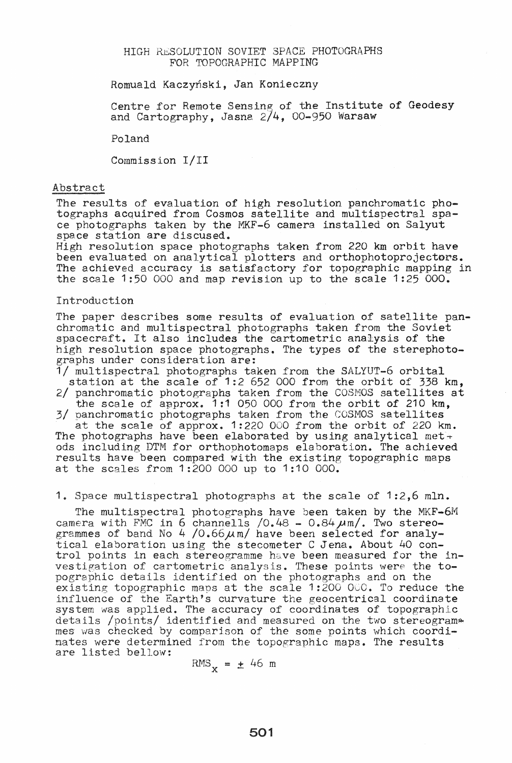# HIGH RESOLUTION SOVIET SPACE PHOTOGRAPHS FOR TOPOGRAPHIC MAPPING

Romuald Kaczyński, Jan Konieczny

Centre for Remote Sensing of the Institute of Geodesy and Cartography, Jasna 2/4, 00-950 Warsaw

Poland

Commission I/II

## Abstract

The results of evaluation of high resolution panchromatic photographs acquired from Cosmos satellite and multispectral space photographs taken by the MKF-6 camera installed on Salyut space station are discused.
High resolution space photographs taken from 220 km orbit have been evaluated on analytical plotters and orthophotoprojectors. The achieved accuracy is satisfactory for topographic mapping in the scale 1:50 000 and map revision up to the scale 1:25 000.

## Introduction

The paper describes some results of evaluation of satellite panchromatic and multispectral photographs taken from the Soviet spacecraft. It also includes the cartometric analysis of the high resolution space photographs. The types of the sterephotographs under consideration are:

1/ multispectral photographs taken from the SALYUT-6 orbital station at the scale of 1:2 652 000 from the orbit of 338 km,
2/ panchromatic photographs taken from the COSMOS satellites at the scale of approx. 1:1 050 000 from the orbit of 210 km,
3/ panchromatic photographs taken from the COSMOS satellites at the scale of approx. 1:220 000 from the orbit of 220 km.

The photographs have been elaborated by using analytical methods including DTM for orthophotomaps elaboration. The achieved results have been compared with the existing topographic maps at the scales from 1:200 000 up to 1:10 000.

## 1. Space multispectral photographs at the scale of 1:2,6 mln.

The multispectral photographs have been taken by the MKF-6M camera with FMC in 6 channells /0.48 - 0.84 $\mu$m/. Two stereogrammes of band No 4 /0.66 $\mu$m/ have been selected for analytical elaboration using the stecometer C Jena. About 40 control points in each stereogramme have been measured for the investigation of cartometric analysis. These points were the topographic details identified on the photographs and on the existing topographic maps at the scale 1:200 000. To reduce the influence of the Earth's curvature the geocentrical coordinate system was applied. The accuracy of coordinates of topographic details /points/ identified and measured on the two stereogrammes was checked by comparison of the some points which coordinates were determined from the topographic maps. The results are listed bellow:

$$RMS_x = \pm 46 \text{ m}$$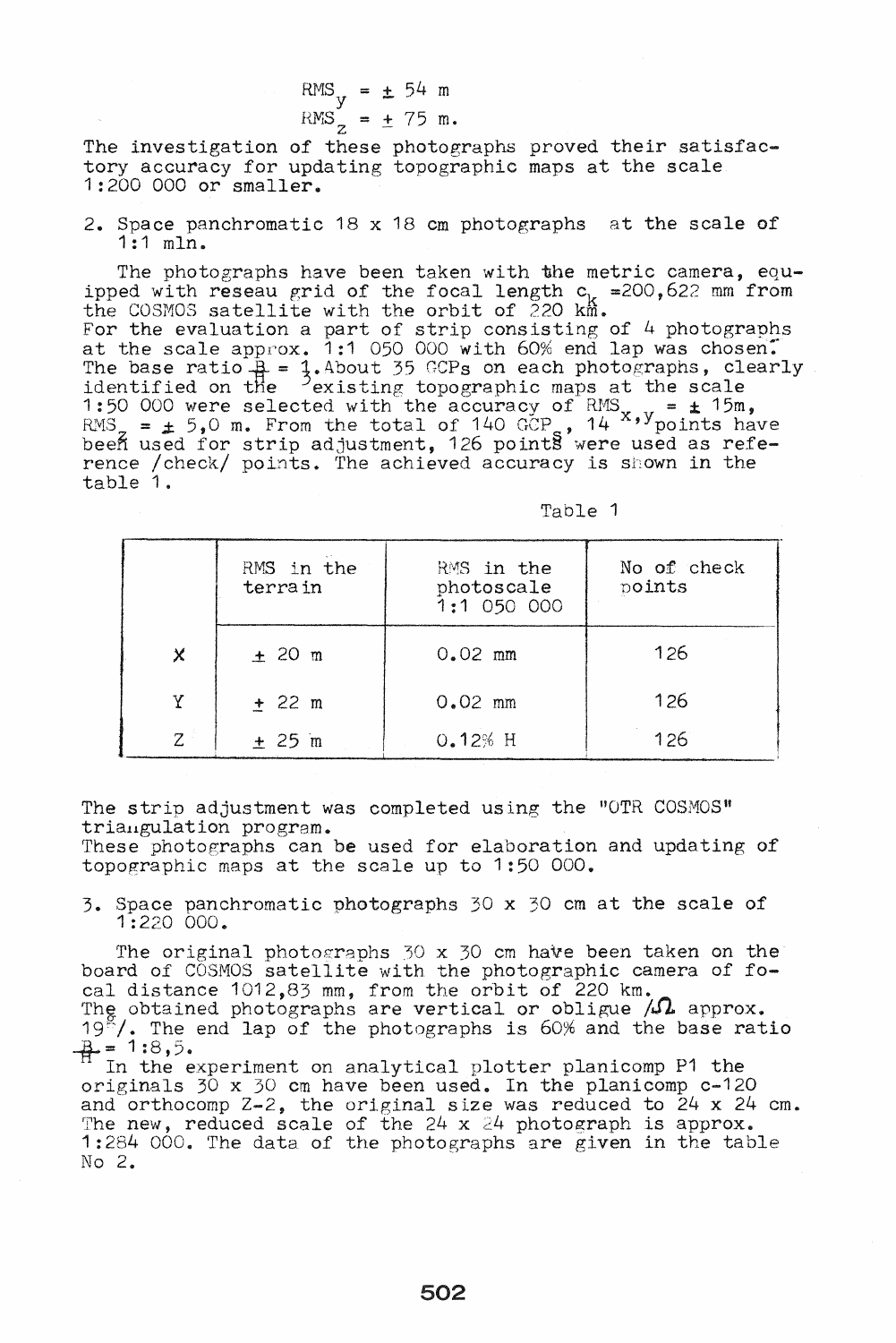$$RMS_y = \pm 54 \text{ m}$$
$$RMS_z = \pm 75 \text{ m.}$$

The investigation of these photographs proved their satisfactory accuracy for updating topographic maps at the scale 1:200 000 or smaller.

2. Space panchromatic 18 x 18 cm photographs at the scale of 1:1 mln.

The photographs have been taken with the metric camera, equipped with reseau grid of the focal length $c_k$ =200,622 mm from the COSMOS satellite with the orbit of 220 km.
For the evaluation a part of strip consisting of 4 photographs at the scale approx. 1:1 050 000 with 60% end lap was chosen. The base ratio $\frac{B}{H}$ = $\frac{1}{3}$. About 35 GCPs on each photographs, clearly identified on the existing topographic maps at the scale 1:50 000 were selected with the accuracy of $RMS_{x,y}$ = ± 15m, $RMS_z$ = ± 5,0 m. From the total of 140 $GCP_s$, 14 $^{x,y}$points have been used for strip adjustment, 126 points were used as reference /check/ points. The achieved accuracy is shown in the table 1.

Table 1

| | RMS in the terrain | RMS in the photoscale 1:1 050 000 | No of check points |
|---|---|---|---|
| X | ± 20 m | 0.02 mm | 126 |
| Y | ± 22 m | 0.02 mm | 126 |
| Z | ± 25 m | 0.12% H | 126 |

The strip adjustment was completed using the "OTR COSMOS" triangulation program.
These photographs can be used for elaboration and updating of topographic maps at the scale up to 1:50 000.

3. Space panchromatic photographs 30 x 30 cm at the scale of 1:220 000.

The original photographs 30 x 30 cm have been taken on the board of COSMOS satellite with the photographic camera of focal distance 1012,83 mm, from the orbit of 220 km.
The obtained photographs are vertical or oblique /$\Omega$ approx. 19°/. The end lap of the photographs is 60% and the base ratio $\frac{B}{H}$ = 1:8,5.
In the experiment on analytical plotter planicomp P1 the originals 30 x 30 cm have been used. In the planicomp c-120 and orthocomp Z-2, the original size was reduced to 24 x 24 cm. The new, reduced scale of the 24 x 24 photograph is approx. 1:284 000. The data of the photographs are given in the table No 2.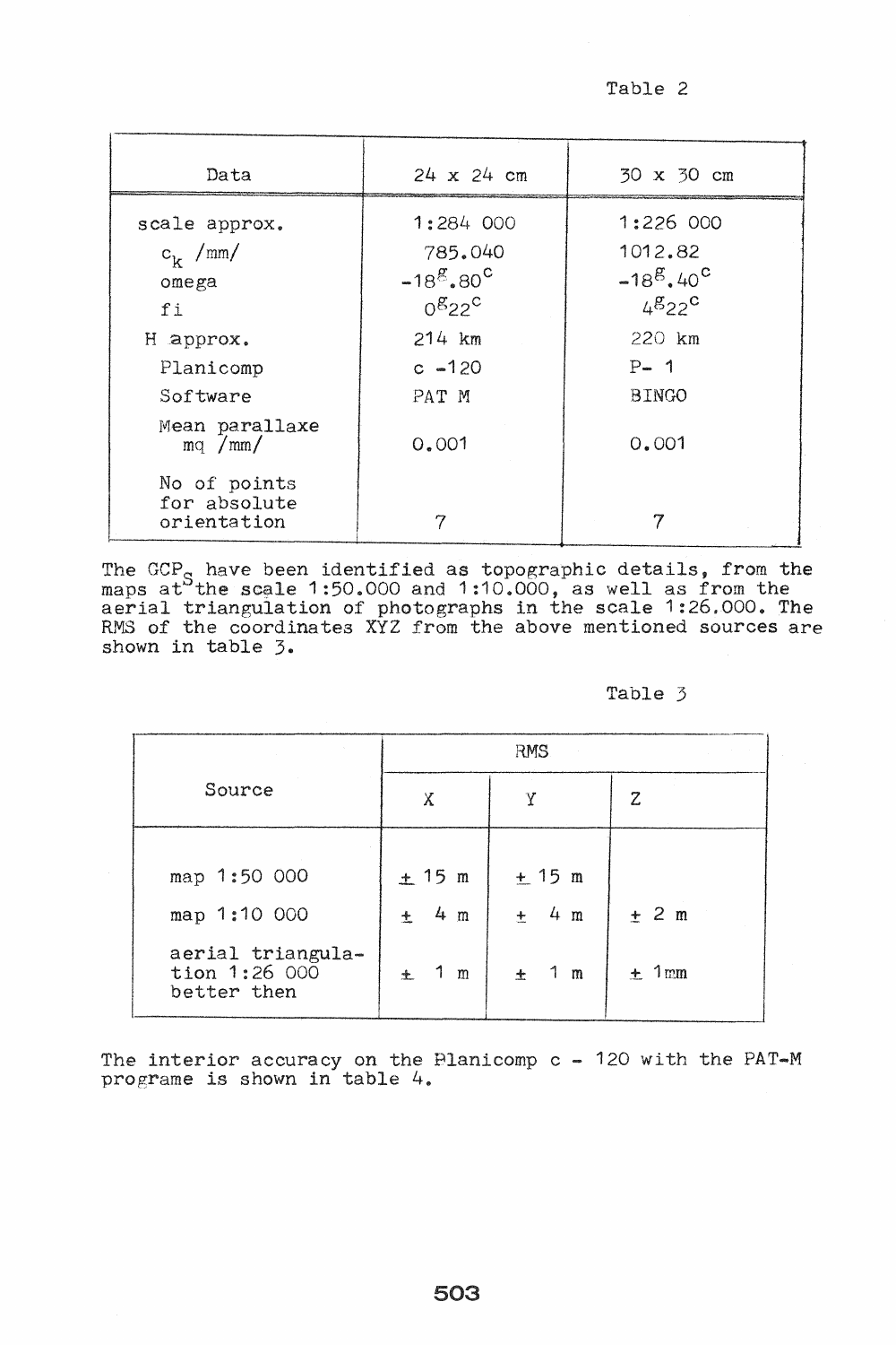Table 2

| Data | 24 x 24 cm | 30 x 30 cm |
|---|---|---|
| scale approx. | 1:284 000 | 1:226 000 |
| $c_k$ /mm/ | 785.040 | 1012.82 |
| omega | $-18^g.80^c$ | $-18^g.40^c$ |
| fi | $0^g22^c$ | $4^g22^c$ |
| H approx. | 214 km | 220 km |
| Planicomp | c -120 | P- 1 |
| Software | PAT M | BINGO |
| Mean parallaxe mq /mm/ | 0.001 | 0.001 |
| No of points for absolute orientation | 7 | 7 |

The $GCP_S$ have been identified as topographic details, from the maps at the scale 1:50.000 and 1:10.000, as well as from the aerial triangulation of photographs in the scale 1:26.000. The RMS of the coordinates XYZ from the above mentioned sources are shown in table 3.

Table 3

| Source | RMS | | |
|---|---|---|---|
| | X | Y | Z |
| map 1:50 000 | ± 15 m | ± 15 m | |
| map 1:10 000 | ± 4 m | ± 4 m | ± 2 m |
| aerial triangulation 1:26 000 better then | ± 1 m | ± 1 m | ± 1mm |

The interior accuracy on the Planicomp c - 120 with the PAT-M programe is shown in table 4.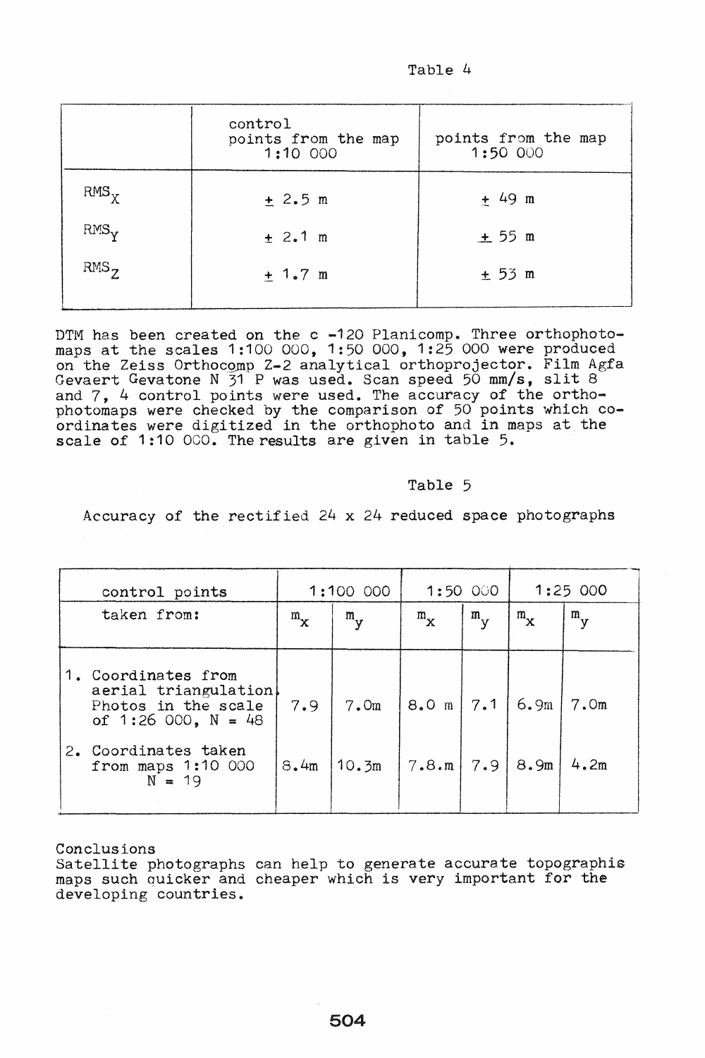Table 4

| | control points from the map 1:10 000 | points from the map 1:50 000 |
|---|---|---|
| $RMS_X$ | ± 2.5 m | ± 49 m |
| $RMS_Y$ | ± 2.1 m | ± 55 m |
| $RMS_Z$ | ± 1.7 m | ± 53 m |

DTM has been created on the c -120 Planicomp. Three orthophotomaps at the scales 1:100 000, 1:50 000, 1:25 000 were produced on the Zeiss Orthocomp Z-2 analytical orthoprojector. Film Agfa Gevaert Gevatone N 31 P was used. Scan speed 50 mm/s, slit 8 and 7, 4 control points were used. The accuracy of the orthophotomaps were checked by the comparison of 50 points which coordinates were digitized in the orthophoto and in maps at the scale of 1:10 000. The results are given in table 5.

Table 5

Accuracy of the rectified 24 x 24 reduced space photographs

| control points | 1:100 000 | | 1:50 000 | | 1:25 000 | |
|---|---|---|---|---|---|---|
| taken from: | $m_x$ | $m_y$ | $m_x$ | $m_y$ | $m_x$ | $m_y$ |
| 1. Coordinates from aerial triangulation Photos in the scale of 1:26 000, N = 48 | 7.9 | 7.0m | 8.0 m | 7.1 | 6.9m | 7.0m |
| 2. Coordinates taken from maps 1:10 000 N = 19 | 8.4m | 10.3m | 7.8.m | 7.9 | 8.9m | 4.2m |

Conclusions

Satellite photographs can help to generate accurate topographis maps such quicker and cheaper which is very important for the developing countries.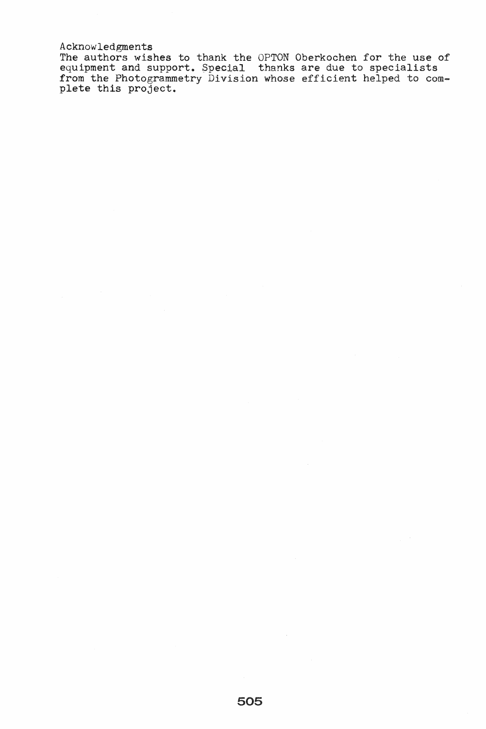## Acknowledgments

The authors wishes to thank the OPTON Oberkochen for the use of equipment and support. Special thanks are due to specialists from the Photogrammetry Division whose efficient helped to complete this project.